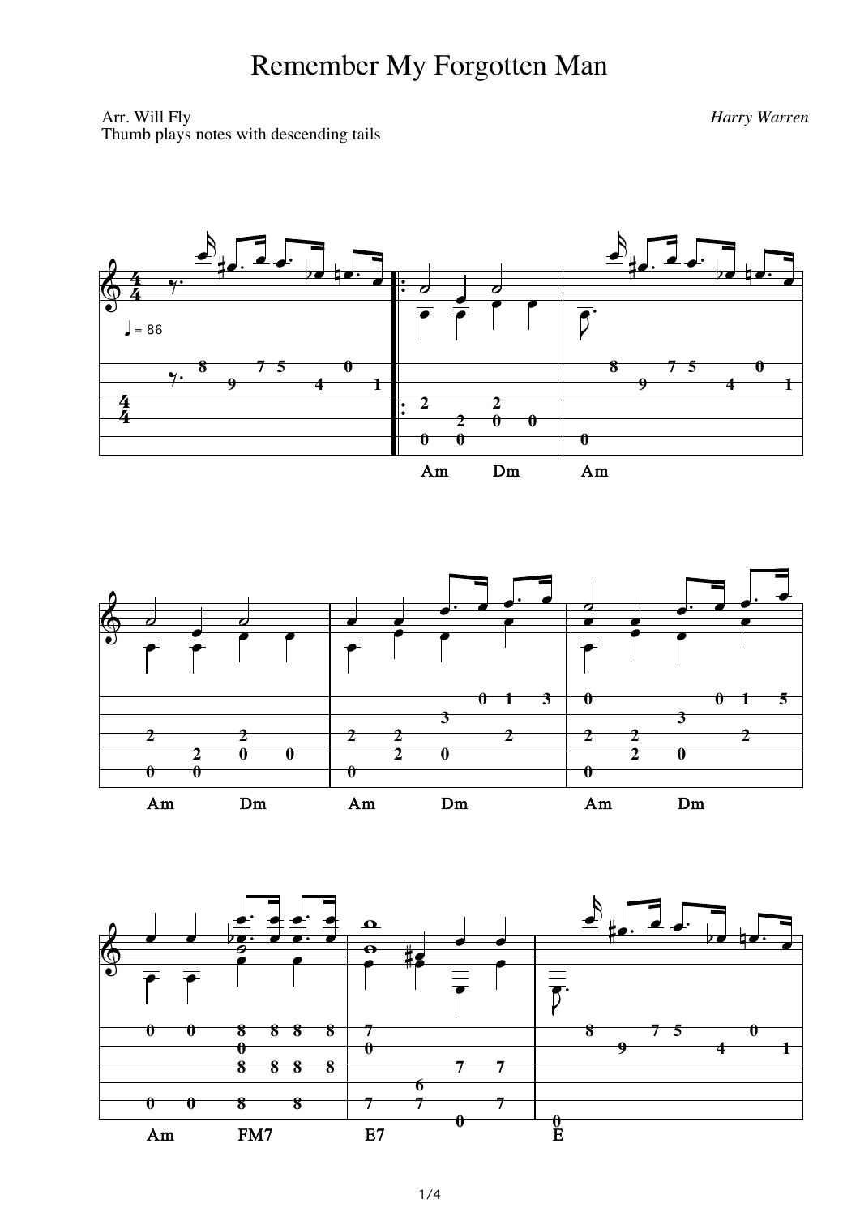# Remember My Forgotten Man

Arr. Will Fly
Thumb plays notes with descending tails

*Harry Warren*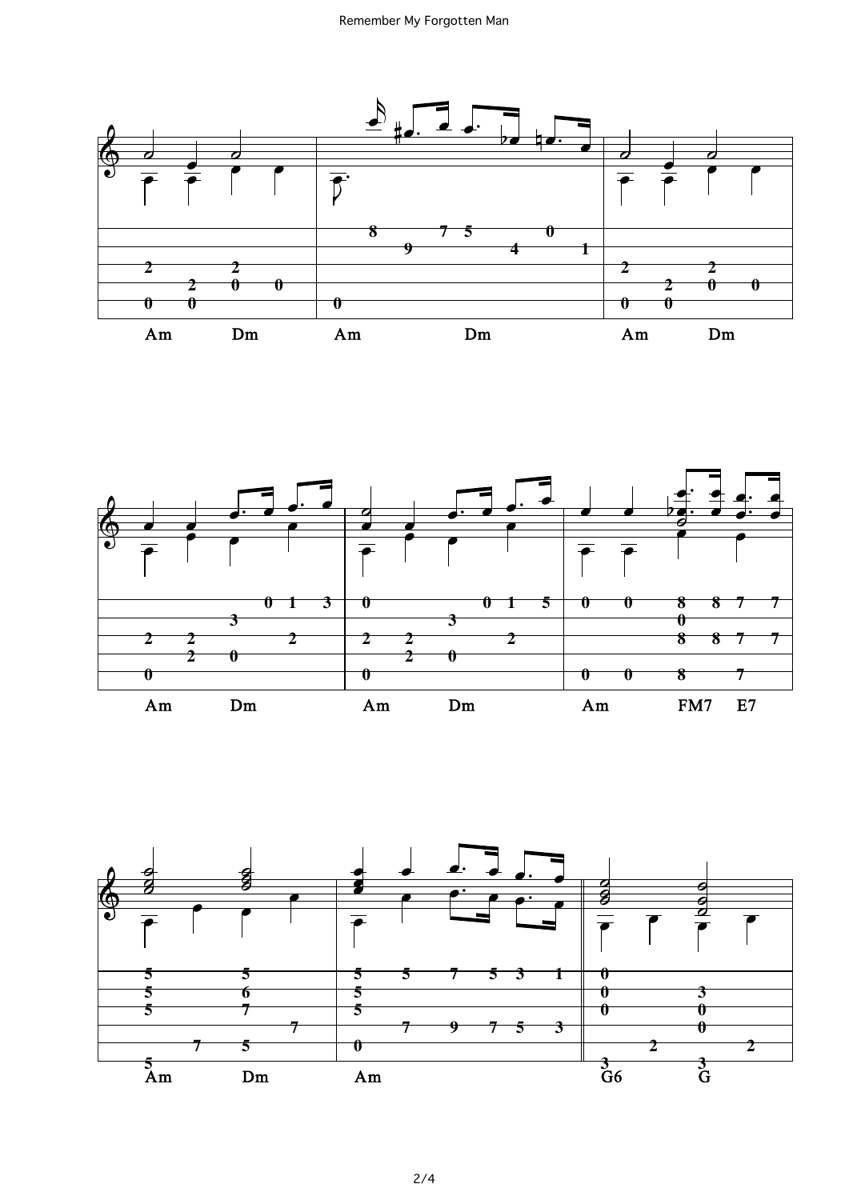Am Dm Am Dm Am Dm

Am Dm Am Dm Am FM7 E7

Am Dm Am G6 G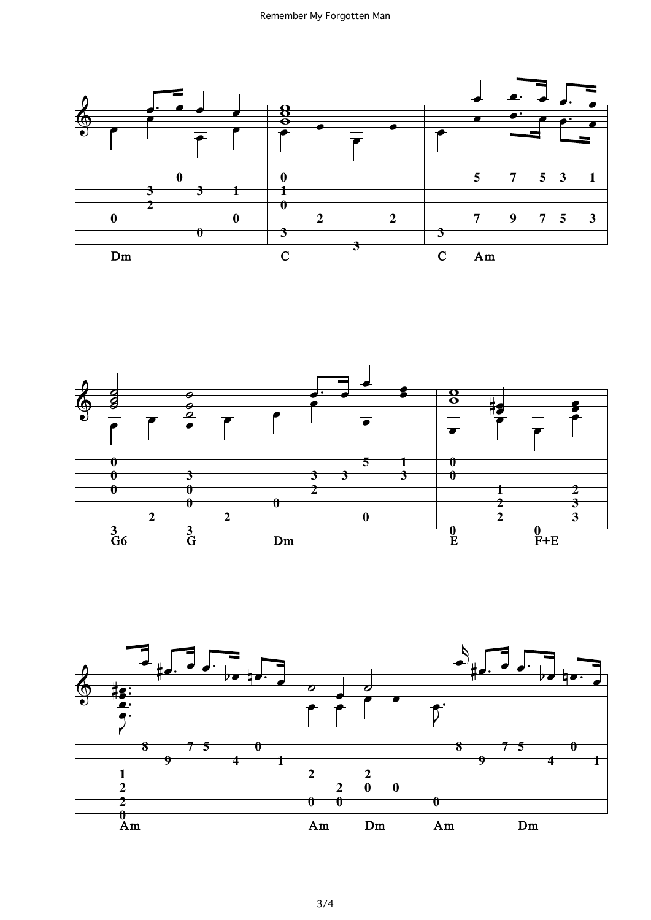Dm C C Am

G6 G Dm E F+E

Am Am Dm Am Dm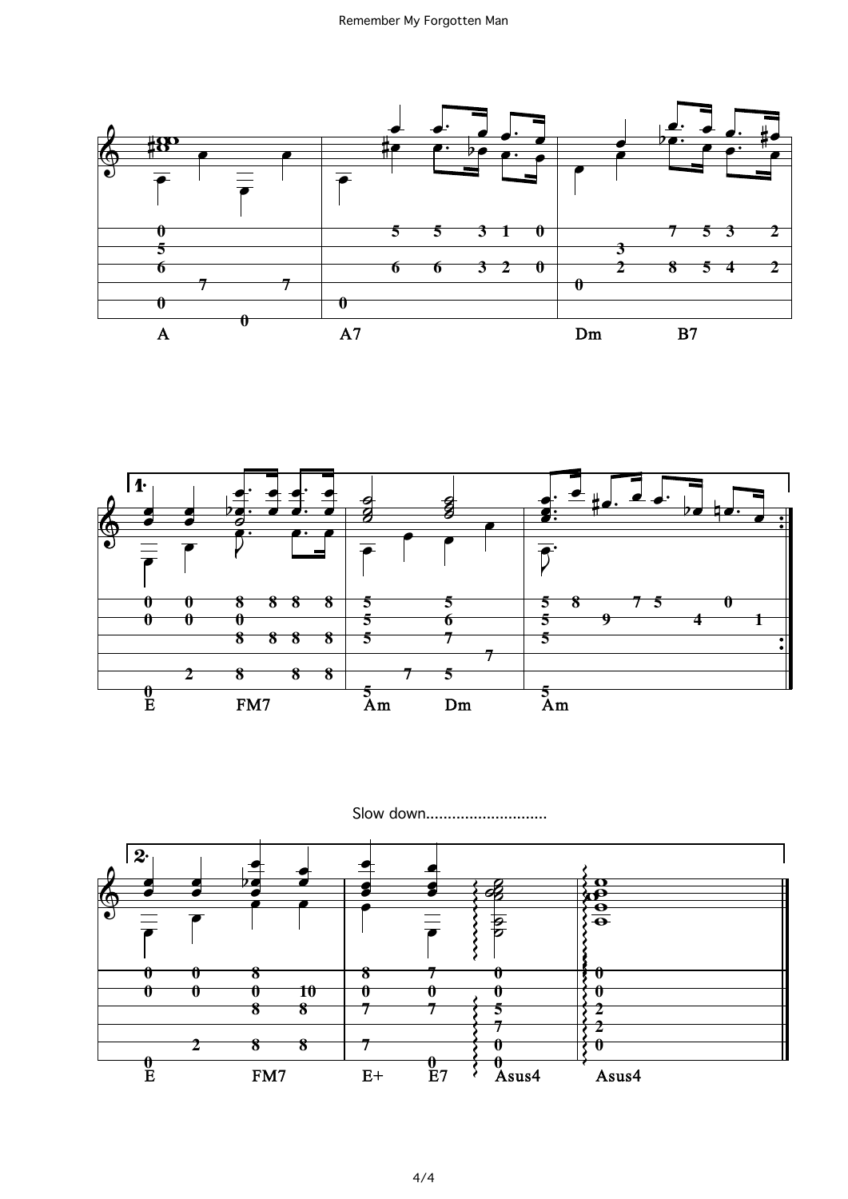Slow down............................

A A7 Dm B7

E FM7 Am Dm Am

E FM7 E+ E7 Asus4 Asus4